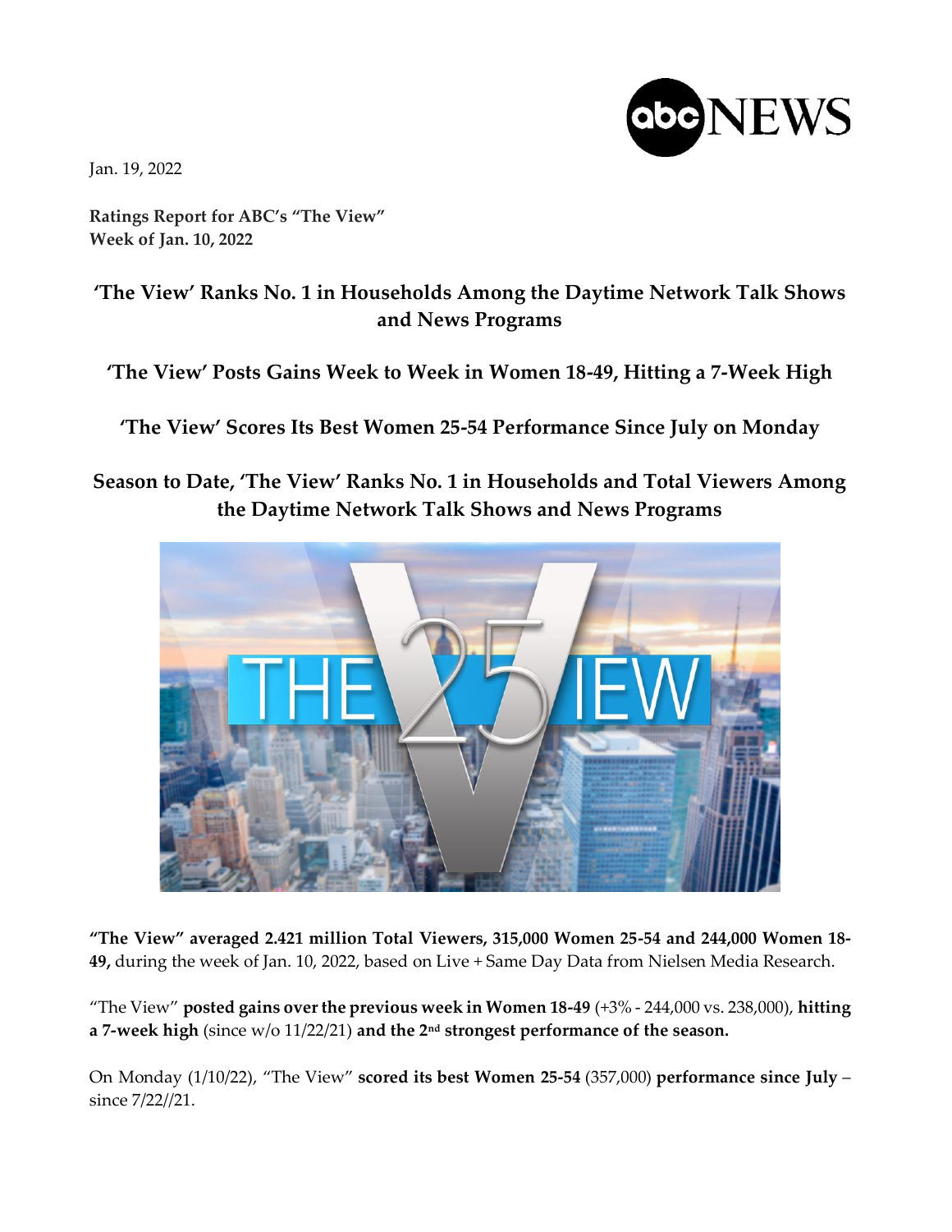Jan. 19, 2022

**Ratings Report for ABC's "The View"**
**Week of Jan. 10, 2022**

## 'The View' Ranks No. 1 in Households Among the Daytime Network Talk Shows and News Programs

## 'The View' Posts Gains Week to Week in Women 18-49, Hitting a 7-Week High

## 'The View' Scores Its Best Women 25-54 Performance Since July on Monday

## Season to Date, 'The View' Ranks No. 1 in Households and Total Viewers Among the Daytime Network Talk Shows and News Programs

**"The View" averaged 2.421 million Total Viewers, 315,000 Women 25-54 and 244,000 Women 18-49,** during the week of Jan. 10, 2022, based on Live + Same Day Data from Nielsen Media Research.

"The View" **posted gains over the previous week in Women 18-49** (+3% - 244,000 vs. 238,000), **hitting a 7-week high** (since w/o 11/22/21) **and the 2nd strongest performance of the season.**

On Monday (1/10/22), "The View" **scored its best Women 25-54** (357,000) **performance since July** – since 7/22//21.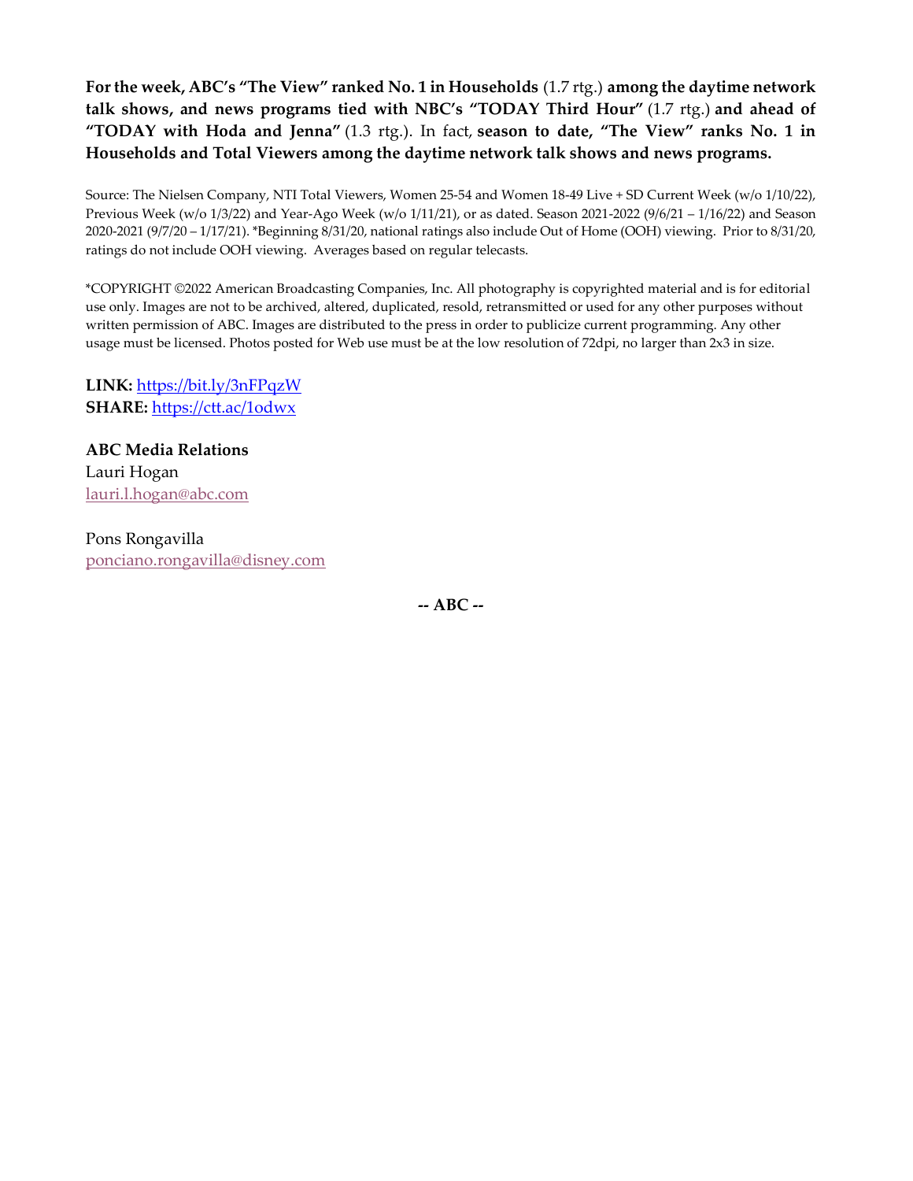**For the week, ABC's "The View" ranked No. 1 in Households** (1.7 rtg.) **among the daytime network talk shows, and news programs tied with NBC's "TODAY Third Hour"** (1.7 rtg.) **and ahead of "TODAY with Hoda and Jenna"** (1.3 rtg.). In fact, **season to date, "The View" ranks No. 1 in Households and Total Viewers among the daytime network talk shows and news programs.**

Source: The Nielsen Company, NTI Total Viewers, Women 25-54 and Women 18-49 Live + SD Current Week (w/o 1/10/22), Previous Week (w/o 1/3/22) and Year-Ago Week (w/o 1/11/21), or as dated. Season 2021-2022 (9/6/21 – 1/16/22) and Season 2020-2021 (9/7/20 – 1/17/21). *Beginning 8/31/20, national ratings also include Out of Home (OOH) viewing. Prior to 8/31/20, ratings do not include OOH viewing. Averages based on regular telecasts.

*COPYRIGHT ©2022 American Broadcasting Companies, Inc. All photography is copyrighted material and is for editorial use only. Images are not to be archived, altered, duplicated, resold, retransmitted or used for any other purposes without written permission of ABC. Images are distributed to the press in order to publicize current programming. Any other usage must be licensed. Photos posted for Web use must be at the low resolution of 72dpi, no larger than 2x3 in size.

**LINK:** https://bit.ly/3nFPqzW
**SHARE:** https://ctt.ac/1odwx

**ABC Media Relations**
Lauri Hogan
lauri.l.hogan@abc.com

Pons Rongavilla
ponciano.rongavilla@disney.com

**-- ABC --**